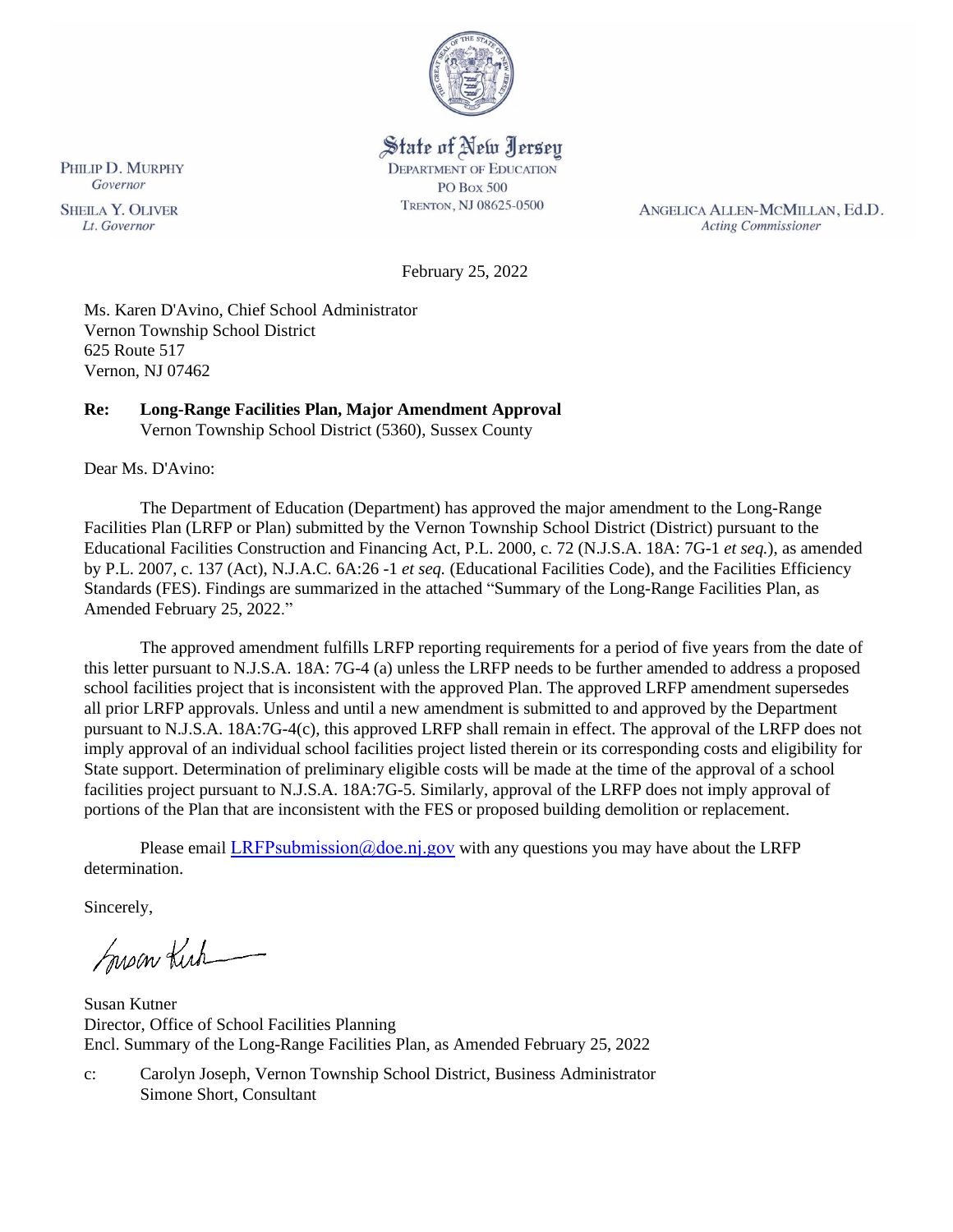State of New Jersey
DEPARTMENT OF EDUCATION
PO Box 500
TRENTON, NJ 08625-0500

PHILIP D. MURPHY
*Governor*

SHEILA Y. OLIVER
*Lt. Governor*

ANGELICA ALLEN-MCMILLAN, Ed.D.
*Acting Commissioner*

February 25, 2022

Ms. Karen D'Avino, Chief School Administrator
Vernon Township School District
625 Route 517
Vernon, NJ 07462

**Re: Long-Range Facilities Plan, Major Amendment Approval**
Vernon Township School District (5360), Sussex County

Dear Ms. D'Avino:

The Department of Education (Department) has approved the major amendment to the Long-Range Facilities Plan (LRFP or Plan) submitted by the Vernon Township School District (District) pursuant to the Educational Facilities Construction and Financing Act, P.L. 2000, c. 72 (N.J.S.A. 18A: 7G-1 *et seq.*), as amended by P.L. 2007, c. 137 (Act), N.J.A.C. 6A:26 -1 *et seq.* (Educational Facilities Code), and the Facilities Efficiency Standards (FES). Findings are summarized in the attached "Summary of the Long-Range Facilities Plan, as Amended February 25, 2022."

The approved amendment fulfills LRFP reporting requirements for a period of five years from the date of this letter pursuant to N.J.S.A. 18A: 7G-4 (a) unless the LRFP needs to be further amended to address a proposed school facilities project that is inconsistent with the approved Plan. The approved LRFP amendment supersedes all prior LRFP approvals. Unless and until a new amendment is submitted to and approved by the Department pursuant to N.J.S.A. 18A:7G-4(c), this approved LRFP shall remain in effect. The approval of the LRFP does not imply approval of an individual school facilities project listed therein or its corresponding costs and eligibility for State support. Determination of preliminary eligible costs will be made at the time of the approval of a school facilities project pursuant to N.J.S.A. 18A:7G-5. Similarly, approval of the LRFP does not imply approval of portions of the Plan that are inconsistent with the FES or proposed building demolition or replacement.

Please email LRFPsubmission@doe.nj.gov with any questions you may have about the LRFP determination.

Sincerely,

Susan Kutner
Director, Office of School Facilities Planning
Encl. Summary of the Long-Range Facilities Plan, as Amended February 25, 2022

c: Carolyn Joseph, Vernon Township School District, Business Administrator
Simone Short, Consultant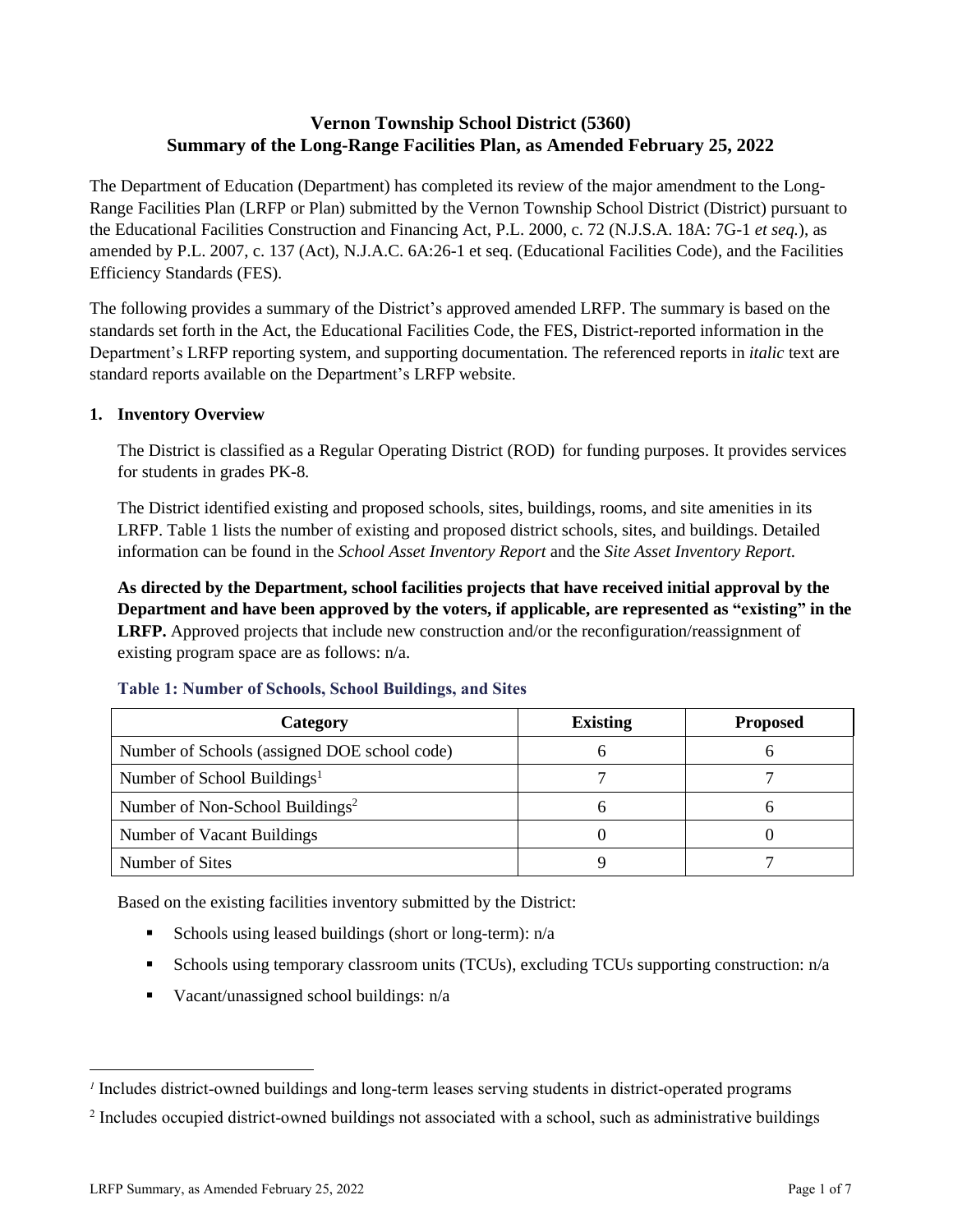# Vernon Township School District (5360)
# Summary of the Long-Range Facilities Plan, as Amended February 25, 2022

The Department of Education (Department) has completed its review of the major amendment to the Long-Range Facilities Plan (LRFP or Plan) submitted by the Vernon Township School District (District) pursuant to the Educational Facilities Construction and Financing Act, P.L. 2000, c. 72 (N.J.S.A. 18A: 7G-1 *et seq.*), as amended by P.L. 2007, c. 137 (Act), N.J.A.C. 6A:26-1 et seq. (Educational Facilities Code), and the Facilities Efficiency Standards (FES).

The following provides a summary of the District's approved amended LRFP. The summary is based on the standards set forth in the Act, the Educational Facilities Code, the FES, District-reported information in the Department's LRFP reporting system, and supporting documentation. The referenced reports in *italic* text are standard reports available on the Department's LRFP website.

## 1. Inventory Overview

The District is classified as a Regular Operating District (ROD) for funding purposes. It provides services for students in grades PK-8.

The District identified existing and proposed schools, sites, buildings, rooms, and site amenities in its LRFP. Table 1 lists the number of existing and proposed district schools, sites, and buildings. Detailed information can be found in the *School Asset Inventory Report* and the *Site Asset Inventory Report.*

**As directed by the Department, school facilities projects that have received initial approval by the Department and have been approved by the voters, if applicable, are represented as "existing" in the LRFP.** Approved projects that include new construction and/or the reconfiguration/reassignment of existing program space are as follows: n/a.

**Table 1: Number of Schools, School Buildings, and Sites**

| Category | Existing | Proposed |
|---|---|---|
| Number of Schools (assigned DOE school code) | 6 | 6 |
| Number of School Buildings[1] | 7 | 7 |
| Number of Non-School Buildings[2] | 6 | 6 |
| Number of Vacant Buildings | 0 | 0 |
| Number of Sites | 9 | 7 |

Based on the existing facilities inventory submitted by the District:

- Schools using leased buildings (short or long-term): n/a
- Schools using temporary classroom units (TCUs), excluding TCUs supporting construction: n/a
- Vacant/unassigned school buildings: n/a

[1] Includes district-owned buildings and long-term leases serving students in district-operated programs

[2] Includes occupied district-owned buildings not associated with a school, such as administrative buildings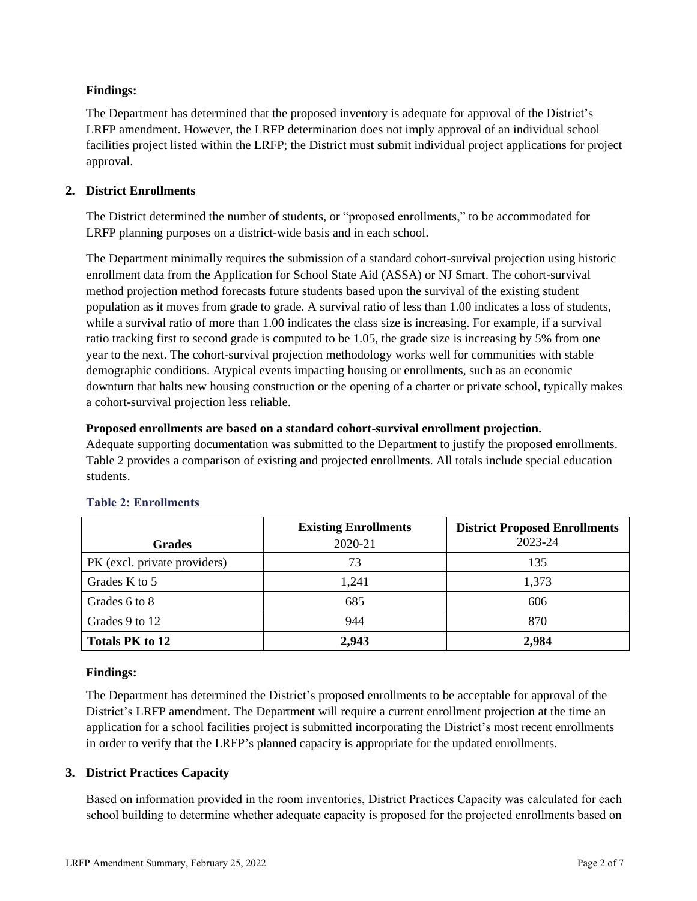**Findings:**

The Department has determined that the proposed inventory is adequate for approval of the District's LRFP amendment. However, the LRFP determination does not imply approval of an individual school facilities project listed within the LRFP; the District must submit individual project applications for project approval.

## 2. District Enrollments

The District determined the number of students, or "proposed enrollments," to be accommodated for LRFP planning purposes on a district-wide basis and in each school.

The Department minimally requires the submission of a standard cohort-survival projection using historic enrollment data from the Application for School State Aid (ASSA) or NJ Smart. The cohort-survival method projection method forecasts future students based upon the survival of the existing student population as it moves from grade to grade. A survival ratio of less than 1.00 indicates a loss of students, while a survival ratio of more than 1.00 indicates the class size is increasing. For example, if a survival ratio tracking first to second grade is computed to be 1.05, the grade size is increasing by 5% from one year to the next. The cohort-survival projection methodology works well for communities with stable demographic conditions. Atypical events impacting housing or enrollments, such as an economic downturn that halts new housing construction or the opening of a charter or private school, typically makes a cohort-survival projection less reliable.

**Proposed enrollments are based on a standard cohort-survival enrollment projection.**
Adequate supporting documentation was submitted to the Department to justify the proposed enrollments. Table 2 provides a comparison of existing and projected enrollments. All totals include special education students.

**Table 2: Enrollments**

| Grades | Existing Enrollments 2020-21 | District Proposed Enrollments 2023-24 |
|---|---|---|
| PK (excl. private providers) | 73 | 135 |
| Grades K to 5 | 1,241 | 1,373 |
| Grades 6 to 8 | 685 | 606 |
| Grades 9 to 12 | 944 | 870 |
| **Totals PK to 12** | **2,943** | **2,984** |

**Findings:**

The Department has determined the District's proposed enrollments to be acceptable for approval of the District's LRFP amendment. The Department will require a current enrollment projection at the time an application for a school facilities project is submitted incorporating the District's most recent enrollments in order to verify that the LRFP's planned capacity is appropriate for the updated enrollments.

## 3. District Practices Capacity

Based on information provided in the room inventories, District Practices Capacity was calculated for each school building to determine whether adequate capacity is proposed for the projected enrollments based on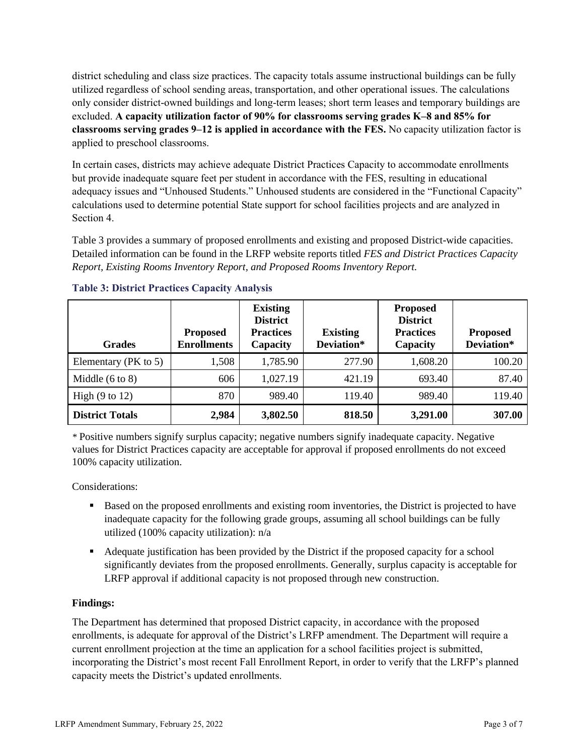district scheduling and class size practices. The capacity totals assume instructional buildings can be fully utilized regardless of school sending areas, transportation, and other operational issues. The calculations only consider district-owned buildings and long-term leases; short term leases and temporary buildings are excluded. **A capacity utilization factor of 90% for classrooms serving grades K–8 and 85% for classrooms serving grades 9–12 is applied in accordance with the FES.** No capacity utilization factor is applied to preschool classrooms.

In certain cases, districts may achieve adequate District Practices Capacity to accommodate enrollments but provide inadequate square feet per student in accordance with the FES, resulting in educational adequacy issues and "Unhoused Students." Unhoused students are considered in the "Functional Capacity" calculations used to determine potential State support for school facilities projects and are analyzed in Section 4.

Table 3 provides a summary of proposed enrollments and existing and proposed District-wide capacities. Detailed information can be found in the LRFP website reports titled *FES and District Practices Capacity Report, Existing Rooms Inventory Report, and Proposed Rooms Inventory Report.*

### Table 3: District Practices Capacity Analysis

| Grades | Proposed Enrollments | Existing District Practices Capacity | Existing Deviation* | Proposed District Practices Capacity | Proposed Deviation* |
|---|---|---|---|---|---|
| Elementary (PK to 5) | 1,508 | 1,785.90 | 277.90 | 1,608.20 | 100.20 |
| Middle (6 to 8) | 606 | 1,027.19 | 421.19 | 693.40 | 87.40 |
| High (9 to 12) | 870 | 989.40 | 119.40 | 989.40 | 119.40 |
| **District Totals** | **2,984** | **3,802.50** | **818.50** | **3,291.00** | **307.00** |

* Positive numbers signify surplus capacity; negative numbers signify inadequate capacity. Negative values for District Practices capacity are acceptable for approval if proposed enrollments do not exceed 100% capacity utilization.

Considerations:

- Based on the proposed enrollments and existing room inventories, the District is projected to have inadequate capacity for the following grade groups, assuming all school buildings can be fully utilized (100% capacity utilization): n/a
- Adequate justification has been provided by the District if the proposed capacity for a school significantly deviates from the proposed enrollments. Generally, surplus capacity is acceptable for LRFP approval if additional capacity is not proposed through new construction.

**Findings:**

The Department has determined that proposed District capacity, in accordance with the proposed enrollments, is adequate for approval of the District's LRFP amendment. The Department will require a current enrollment projection at the time an application for a school facilities project is submitted, incorporating the District's most recent Fall Enrollment Report, in order to verify that the LRFP's planned capacity meets the District's updated enrollments.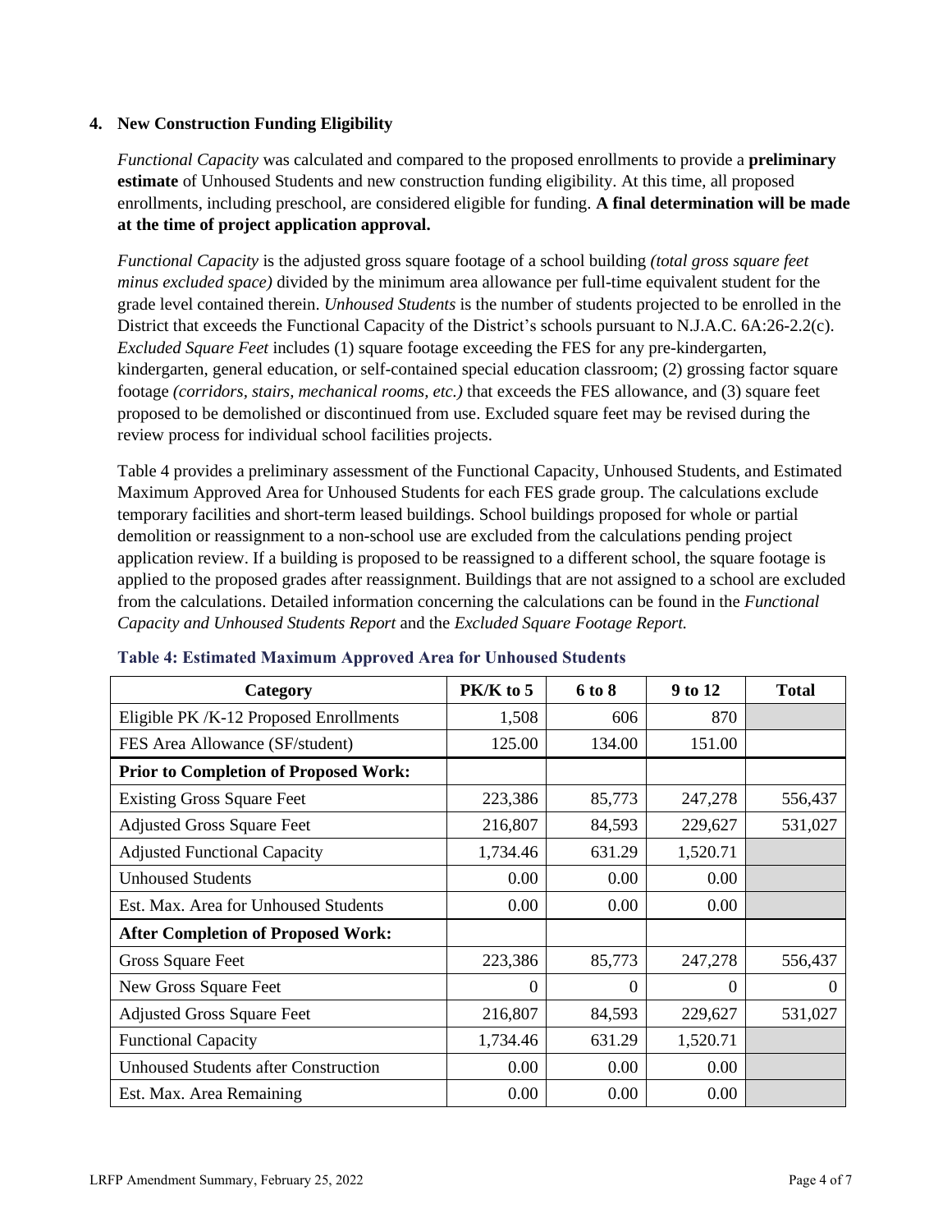### 4. New Construction Funding Eligibility

*Functional Capacity* was calculated and compared to the proposed enrollments to provide a **preliminary estimate** of Unhoused Students and new construction funding eligibility. At this time, all proposed enrollments, including preschool, are considered eligible for funding. **A final determination will be made at the time of project application approval.**

*Functional Capacity* is the adjusted gross square footage of a school building *(total gross square feet minus excluded space)* divided by the minimum area allowance per full-time equivalent student for the grade level contained therein. *Unhoused Students* is the number of students projected to be enrolled in the District that exceeds the Functional Capacity of the District's schools pursuant to N.J.A.C. 6A:26-2.2(c). *Excluded Square Feet* includes (1) square footage exceeding the FES for any pre-kindergarten, kindergarten, general education, or self-contained special education classroom; (2) grossing factor square footage *(corridors, stairs, mechanical rooms, etc.)* that exceeds the FES allowance, and (3) square feet proposed to be demolished or discontinued from use. Excluded square feet may be revised during the review process for individual school facilities projects.

Table 4 provides a preliminary assessment of the Functional Capacity, Unhoused Students, and Estimated Maximum Approved Area for Unhoused Students for each FES grade group. The calculations exclude temporary facilities and short-term leased buildings. School buildings proposed for whole or partial demolition or reassignment to a non-school use are excluded from the calculations pending project application review. If a building is proposed to be reassigned to a different school, the square footage is applied to the proposed grades after reassignment. Buildings that are not assigned to a school are excluded from the calculations. Detailed information concerning the calculations can be found in the *Functional Capacity and Unhoused Students Report* and the *Excluded Square Footage Report.*

**Table 4: Estimated Maximum Approved Area for Unhoused Students**

| Category | PK/K to 5 | 6 to 8 | 9 to 12 | Total |
|---|---|---|---|---|
| Eligible PK /K-12 Proposed Enrollments | 1,508 | 606 | 870 | |
| FES Area Allowance (SF/student) | 125.00 | 134.00 | 151.00 | |
| **Prior to Completion of Proposed Work:** | | | | |
| Existing Gross Square Feet | 223,386 | 85,773 | 247,278 | 556,437 |
| Adjusted Gross Square Feet | 216,807 | 84,593 | 229,627 | 531,027 |
| Adjusted Functional Capacity | 1,734.46 | 631.29 | 1,520.71 | |
| Unhoused Students | 0.00 | 0.00 | 0.00 | |
| Est. Max. Area for Unhoused Students | 0.00 | 0.00 | 0.00 | |
| **After Completion of Proposed Work:** | | | | |
| Gross Square Feet | 223,386 | 85,773 | 247,278 | 556,437 |
| New Gross Square Feet | 0 | 0 | 0 | 0 |
| Adjusted Gross Square Feet | 216,807 | 84,593 | 229,627 | 531,027 |
| Functional Capacity | 1,734.46 | 631.29 | 1,520.71 | |
| Unhoused Students after Construction | 0.00 | 0.00 | 0.00 | |
| Est. Max. Area Remaining | 0.00 | 0.00 | 0.00 | |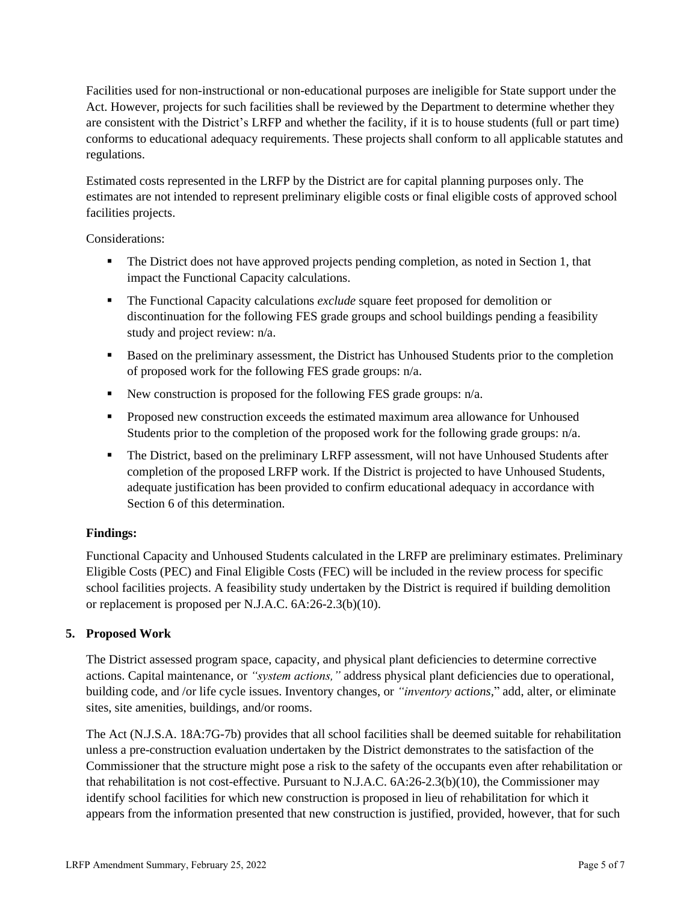Facilities used for non-instructional or non-educational purposes are ineligible for State support under the Act. However, projects for such facilities shall be reviewed by the Department to determine whether they are consistent with the District's LRFP and whether the facility, if it is to house students (full or part time) conforms to educational adequacy requirements. These projects shall conform to all applicable statutes and regulations.

Estimated costs represented in the LRFP by the District are for capital planning purposes only. The estimates are not intended to represent preliminary eligible costs or final eligible costs of approved school facilities projects.

Considerations:

- The District does not have approved projects pending completion, as noted in Section 1, that impact the Functional Capacity calculations.
- The Functional Capacity calculations *exclude* square feet proposed for demolition or discontinuation for the following FES grade groups and school buildings pending a feasibility study and project review: n/a.
- Based on the preliminary assessment, the District has Unhoused Students prior to the completion of proposed work for the following FES grade groups: n/a.
- New construction is proposed for the following FES grade groups: n/a.
- Proposed new construction exceeds the estimated maximum area allowance for Unhoused Students prior to the completion of the proposed work for the following grade groups: n/a.
- The District, based on the preliminary LRFP assessment, will not have Unhoused Students after completion of the proposed LRFP work. If the District is projected to have Unhoused Students, adequate justification has been provided to confirm educational adequacy in accordance with Section 6 of this determination.

**Findings:**

Functional Capacity and Unhoused Students calculated in the LRFP are preliminary estimates. Preliminary Eligible Costs (PEC) and Final Eligible Costs (FEC) will be included in the review process for specific school facilities projects. A feasibility study undertaken by the District is required if building demolition or replacement is proposed per N.J.A.C. 6A:26-2.3(b)(10).

## 5. Proposed Work

The District assessed program space, capacity, and physical plant deficiencies to determine corrective actions. Capital maintenance, or *"system actions,"* address physical plant deficiencies due to operational, building code, and /or life cycle issues. Inventory changes, or *"inventory actions,"* add, alter, or eliminate sites, site amenities, buildings, and/or rooms.

The Act (N.J.S.A. 18A:7G-7b) provides that all school facilities shall be deemed suitable for rehabilitation unless a pre-construction evaluation undertaken by the District demonstrates to the satisfaction of the Commissioner that the structure might pose a risk to the safety of the occupants even after rehabilitation or that rehabilitation is not cost-effective. Pursuant to N.J.A.C. 6A:26-2.3(b)(10), the Commissioner may identify school facilities for which new construction is proposed in lieu of rehabilitation for which it appears from the information presented that new construction is justified, provided, however, that for such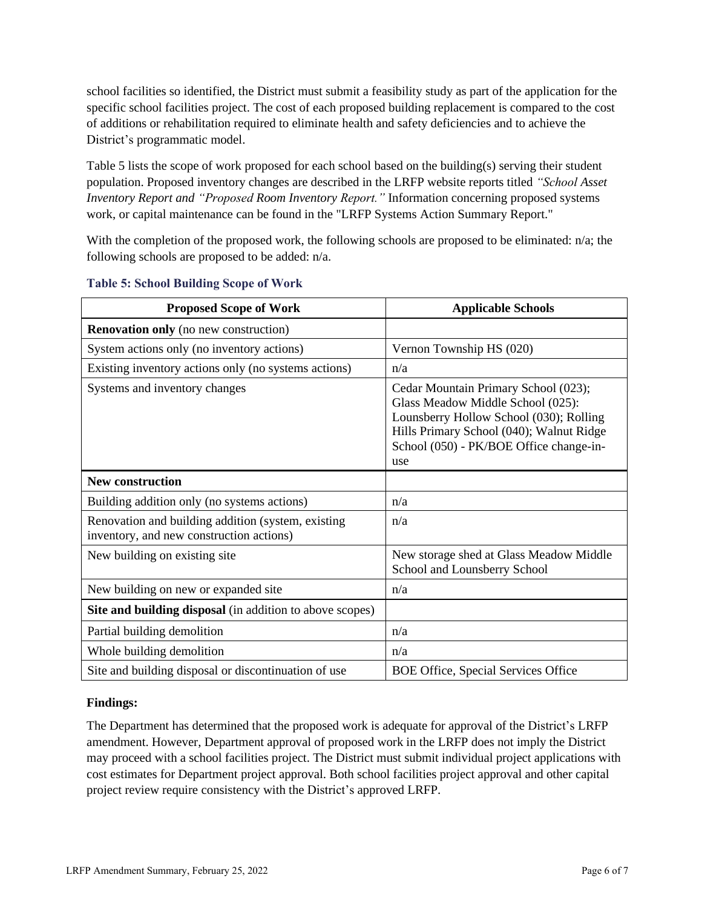school facilities so identified, the District must submit a feasibility study as part of the application for the specific school facilities project. The cost of each proposed building replacement is compared to the cost of additions or rehabilitation required to eliminate health and safety deficiencies and to achieve the District's programmatic model.

Table 5 lists the scope of work proposed for each school based on the building(s) serving their student population. Proposed inventory changes are described in the LRFP website reports titled *"School Asset Inventory Report and "Proposed Room Inventory Report."* Information concerning proposed systems work, or capital maintenance can be found in the "LRFP Systems Action Summary Report."

With the completion of the proposed work, the following schools are proposed to be eliminated: n/a; the following schools are proposed to be added: n/a.

### Table 5: School Building Scope of Work

| Proposed Scope of Work | Applicable Schools |
|---|---|
| **Renovation only** (no new construction) | |
| System actions only (no inventory actions) | Vernon Township HS (020) |
| Existing inventory actions only (no systems actions) | n/a |
| Systems and inventory changes | Cedar Mountain Primary School (023); Glass Meadow Middle School (025): Lounsberry Hollow School (030); Rolling Hills Primary School (040); Walnut Ridge School (050) - PK/BOE Office change-in-use |
| **New construction** | |
| Building addition only (no systems actions) | n/a |
| Renovation and building addition (system, existing inventory, and new construction actions) | n/a |
| New building on existing site | New storage shed at Glass Meadow Middle School and Lounsberry School |
| New building on new or expanded site | n/a |
| **Site and building disposal** (in addition to above scopes) | |
| Partial building demolition | n/a |
| Whole building demolition | n/a |
| Site and building disposal or discontinuation of use | BOE Office, Special Services Office |

**Findings:**

The Department has determined that the proposed work is adequate for approval of the District's LRFP amendment. However, Department approval of proposed work in the LRFP does not imply the District may proceed with a school facilities project. The District must submit individual project applications with cost estimates for Department project approval. Both school facilities project approval and other capital project review require consistency with the District's approved LRFP.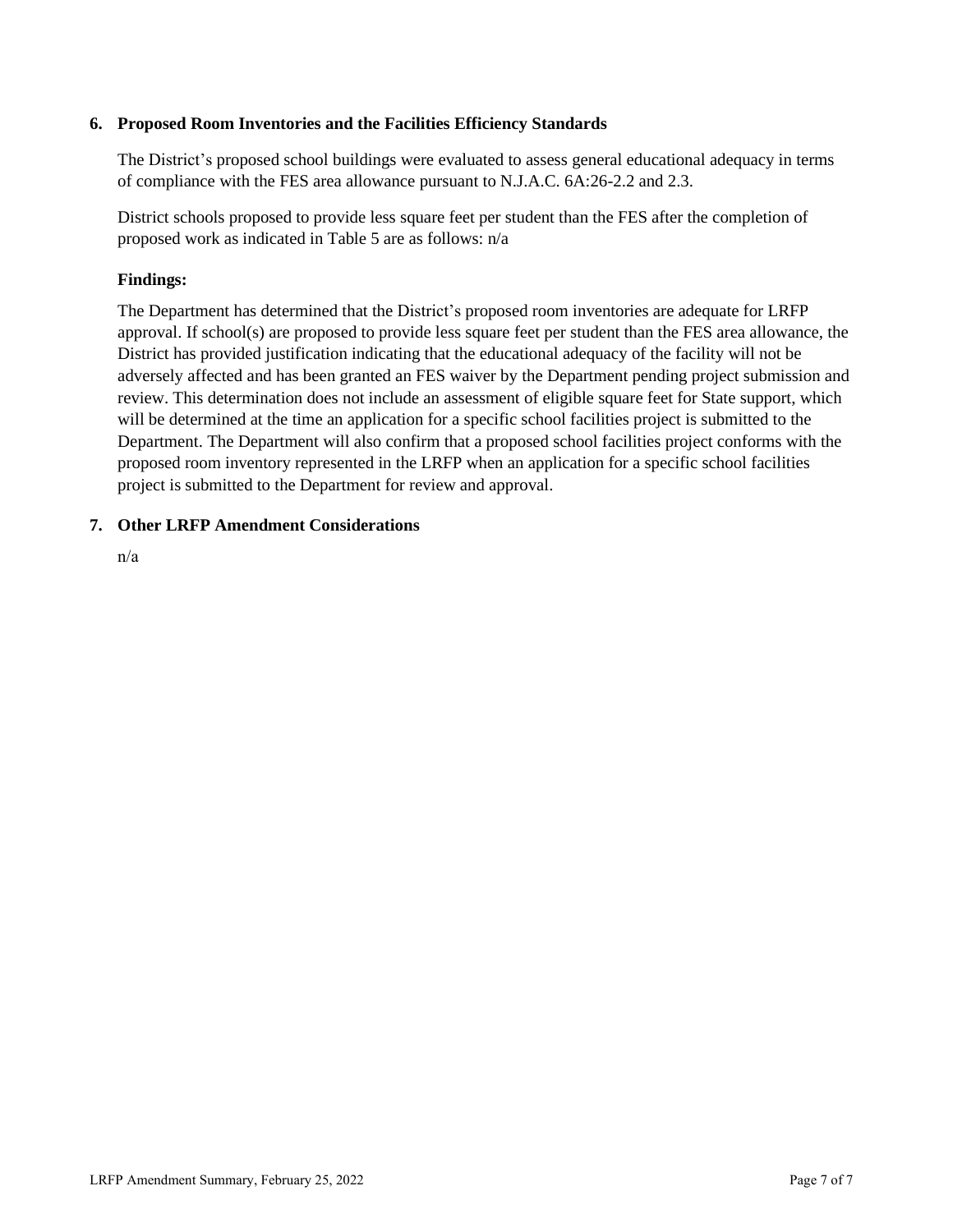## 6. Proposed Room Inventories and the Facilities Efficiency Standards

The District's proposed school buildings were evaluated to assess general educational adequacy in terms of compliance with the FES area allowance pursuant to N.J.A.C. 6A:26-2.2 and 2.3.

District schools proposed to provide less square feet per student than the FES after the completion of proposed work as indicated in Table 5 are as follows: n/a

### Findings:

The Department has determined that the District's proposed room inventories are adequate for LRFP approval. If school(s) are proposed to provide less square feet per student than the FES area allowance, the District has provided justification indicating that the educational adequacy of the facility will not be adversely affected and has been granted an FES waiver by the Department pending project submission and review. This determination does not include an assessment of eligible square feet for State support, which will be determined at the time an application for a specific school facilities project is submitted to the Department. The Department will also confirm that a proposed school facilities project conforms with the proposed room inventory represented in the LRFP when an application for a specific school facilities project is submitted to the Department for review and approval.

## 7. Other LRFP Amendment Considerations

n/a